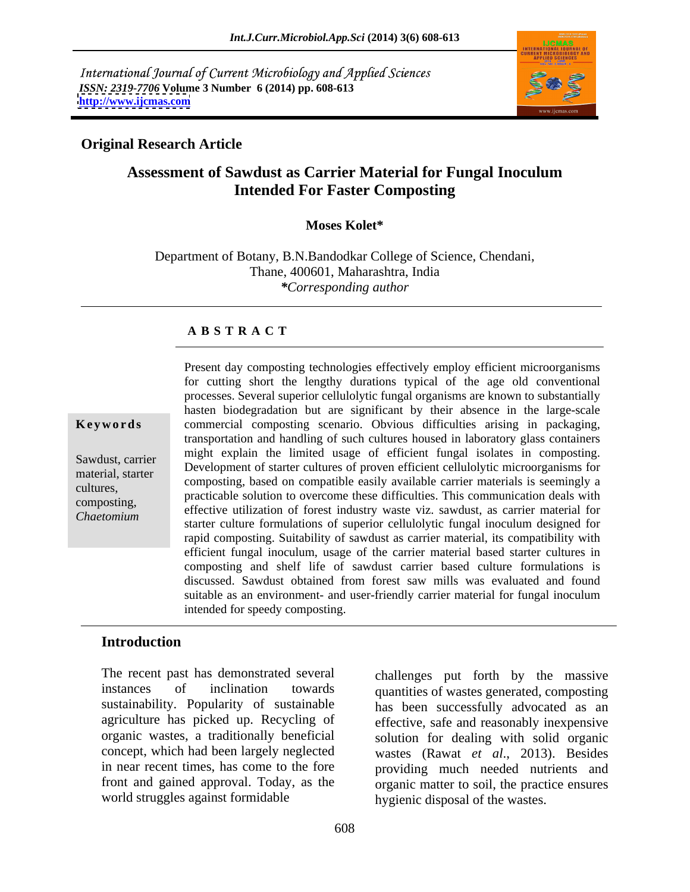International Journal of Current Microbiology and Applied Sciences
*ISSN: 2319-7706* **Volume 3 Number 6 (2014) pp. 608-613**
**http://www.ijcmas.com**

**Original Research Article**

# Assessment of Sawdust as Carrier Material for Fungal Inoculum Intended For Faster Composting

**Moses Kolet***

Department of Botany, B.N.Bandodkar College of Science, Chendani, Thane, 400601, Maharashtra, India
*\*Corresponding author*

## ABSTRACT

**Keywords**

Sawdust, carrier material, starter cultures, composting, *Chaetomium*

Present day composting technologies effectively employ efficient microorganisms for cutting short the lengthy durations typical of the age old conventional processes. Several superior cellulolytic fungal organisms are known to substantially hasten biodegradation but are significant by their absence in the large-scale commercial composting scenario. Obvious difficulties arising in packaging, transportation and handling of such cultures housed in laboratory glass containers might explain the limited usage of efficient fungal isolates in composting. Development of starter cultures of proven efficient cellulolytic microorganisms for composting, based on compatible easily available carrier materials is seemingly a practicable solution to overcome these difficulties. This communication deals with effective utilization of forest industry waste viz. sawdust, as carrier material for starter culture formulations of superior cellulolytic fungal inoculum designed for rapid composting. Suitability of sawdust as carrier material, its compatibility with efficient fungal inoculum, usage of the carrier material based starter cultures in composting and shelf life of sawdust carrier based culture formulations is discussed. Sawdust obtained from forest saw mills was evaluated and found suitable as an environment- and user-friendly carrier material for fungal inoculum intended for speedy composting.

## Introduction

The recent past has demonstrated several instances of inclination towards sustainability. Popularity of sustainable agriculture has picked up. Recycling of organic wastes, a traditionally beneficial concept, which had been largely neglected in near recent times, has come to the fore front and gained approval. Today, as the world struggles against formidable challenges put forth by the massive quantities of wastes generated, composting has been successfully advocated as an effective, safe and reasonably inexpensive solution for dealing with solid organic wastes (Rawat *et al*., 2013). Besides providing much needed nutrients and organic matter to soil, the practice ensures hygienic disposal of the wastes.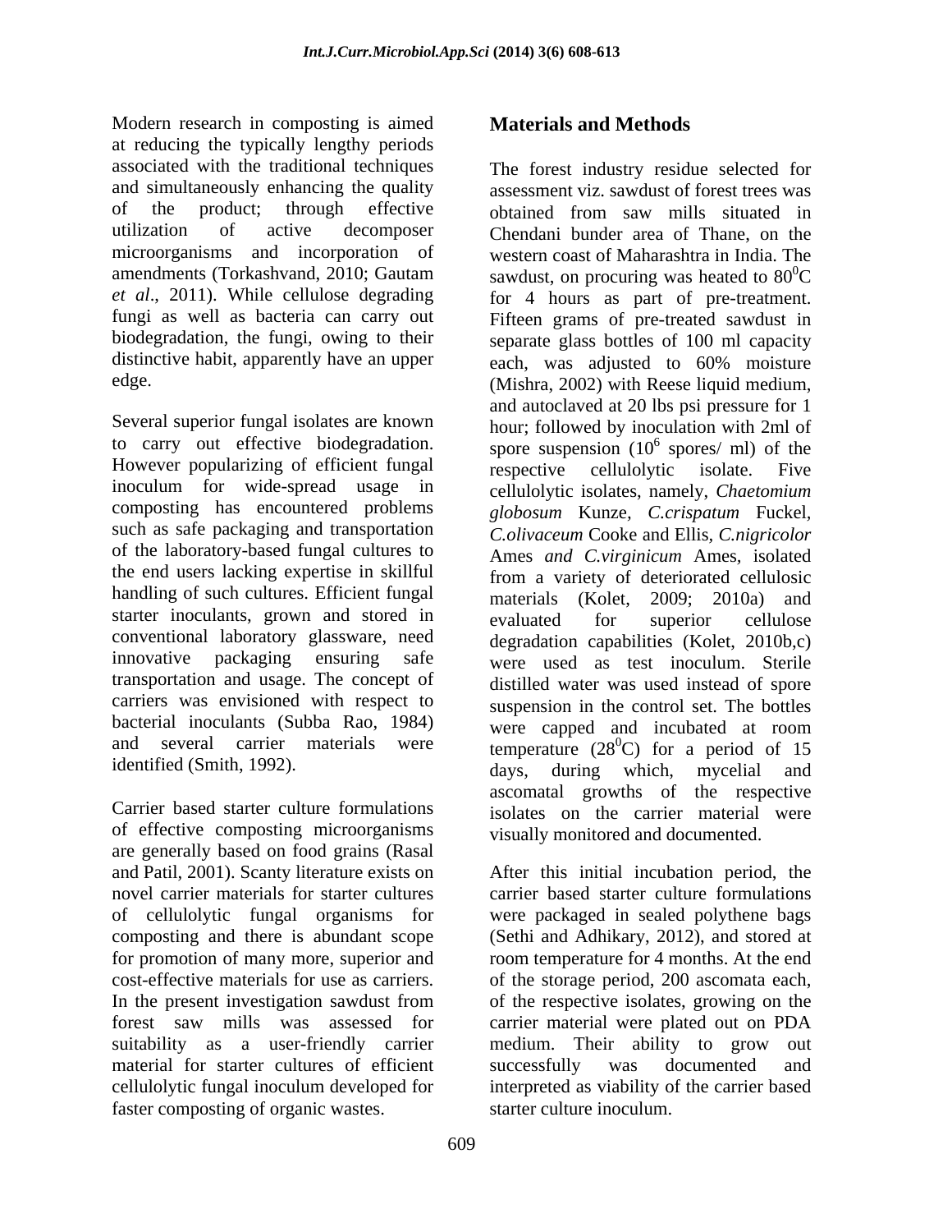Modern research in composting is aimed at reducing the typically lengthy periods associated with the traditional techniques and simultaneously enhancing the quality of the product; through effective utilization of active decomposer microorganisms and incorporation of amendments (Torkashvand, 2010; Gautam *et al*., 2011). While cellulose degrading fungi as well as bacteria can carry out biodegradation, the fungi, owing to their distinctive habit, apparently have an upper edge.

Several superior fungal isolates are known to carry out effective biodegradation. However popularizing of efficient fungal inoculum for wide-spread usage in composting has encountered problems such as safe packaging and transportation of the laboratory-based fungal cultures to the end users lacking expertise in skillful handling of such cultures. Efficient fungal starter inoculants, grown and stored in conventional laboratory glassware, need innovative packaging ensuring safe transportation and usage. The concept of carriers was envisioned with respect to bacterial inoculants (Subba Rao, 1984) and several carrier materials were identified (Smith, 1992).

Carrier based starter culture formulations of effective composting microorganisms are generally based on food grains (Rasal and Patil, 2001). Scanty literature exists on novel carrier materials for starter cultures of cellulolytic fungal organisms for composting and there is abundant scope for promotion of many more, superior and cost-effective materials for use as carriers. In the present investigation sawdust from forest saw mills was assessed for suitability as a user-friendly carrier material for starter cultures of efficient cellulolytic fungal inoculum developed for faster composting of organic wastes.

## Materials and Methods

The forest industry residue selected for assessment viz. sawdust of forest trees was obtained from saw mills situated in Chendani bunder area of Thane, on the western coast of Maharashtra in India. The sawdust, on procuring was heated to $80^0$C for 4 hours as part of pre-treatment. Fifteen grams of pre-treated sawdust in separate glass bottles of 100 ml capacity each, was adjusted to 60% moisture (Mishra, 2002) with Reese liquid medium, and autoclaved at 20 lbs psi pressure for 1 hour; followed by inoculation with 2ml of spore suspension ($10^6$ spores/ ml) of the respective cellulolytic isolate. Five cellulolytic isolates, namely, *Chaetomium globosum* Kunze, *C.crispatum* Fuckel, *C.olivaceum* Cooke and Ellis, *C.nigricolor* Ames *and C.virginicum* Ames, isolated from a variety of deteriorated cellulosic materials (Kolet, 2009; 2010a) and evaluated for superior cellulose degradation capabilities (Kolet, 2010b,c) were used as test inoculum. Sterile distilled water was used instead of spore suspension in the control set. The bottles were capped and incubated at room temperature ($28^0$C) for a period of 15 days, during which, mycelial and ascomatal growths of the respective isolates on the carrier material were visually monitored and documented.

After this initial incubation period, the carrier based starter culture formulations were packaged in sealed polythene bags (Sethi and Adhikary, 2012), and stored at room temperature for 4 months. At the end of the storage period, 200 ascomata each, of the respective isolates, growing on the carrier material were plated out on PDA medium. Their ability to grow out successfully was documented and interpreted as viability of the carrier based starter culture inoculum.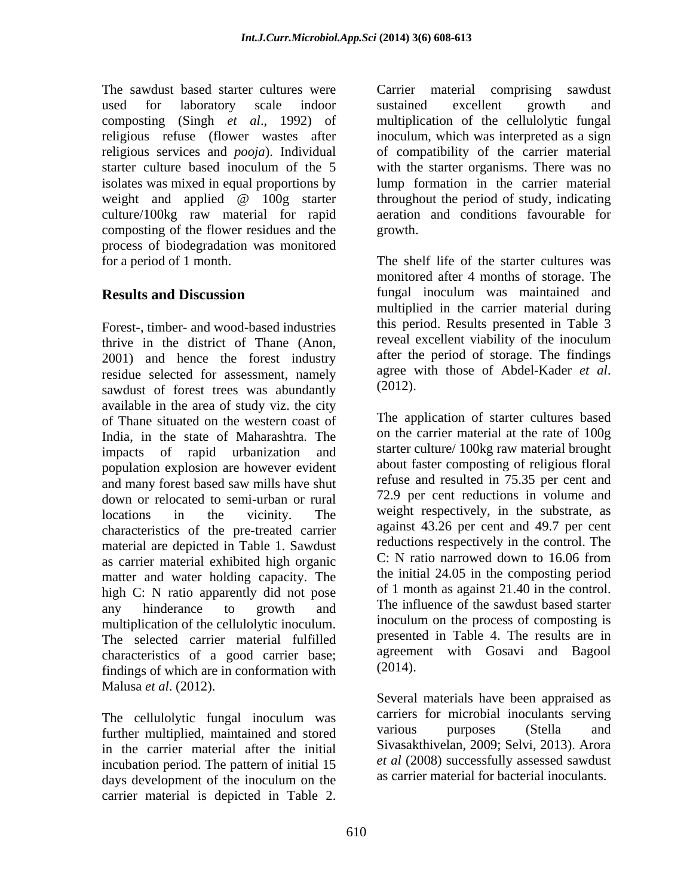The sawdust based starter cultures were used for laboratory scale indoor composting (Singh *et al*., 1992) of religious refuse (flower wastes after religious services and *pooja*). Individual starter culture based inoculum of the 5 isolates was mixed in equal proportions by weight and applied @ 100g starter culture/100kg raw material for rapid composting of the flower residues and the process of biodegradation was monitored for a period of 1 month.

## Results and Discussion

Forest-, timber- and wood-based industries thrive in the district of Thane (Anon, 2001) and hence the forest industry residue selected for assessment, namely sawdust of forest trees was abundantly available in the area of study viz. the city of Thane situated on the western coast of India, in the state of Maharashtra. The impacts of rapid urbanization and population explosion are however evident and many forest based saw mills have shut down or relocated to semi-urban or rural locations in the vicinity. The characteristics of the pre-treated carrier material are depicted in Table 1. Sawdust as carrier material exhibited high organic matter and water holding capacity. The high C: N ratio apparently did not pose any hinderance to growth and multiplication of the cellulolytic inoculum. The selected carrier material fulfilled characteristics of a good carrier base; findings of which are in conformation with Malusa *et al*. (2012).

The cellulolytic fungal inoculum was further multiplied, maintained and stored in the carrier material after the initial incubation period. The pattern of initial 15 days development of the inoculum on the carrier material is depicted in Table 2. Carrier material comprising sawdust sustained excellent growth and multiplication of the cellulolytic fungal inoculum, which was interpreted as a sign of compatibility of the carrier material with the starter organisms. There was no lump formation in the carrier material throughout the period of study, indicating aeration and conditions favourable for growth.

The shelf life of the starter cultures was monitored after 4 months of storage. The fungal inoculum was maintained and multiplied in the carrier material during this period. Results presented in Table 3 reveal excellent viability of the inoculum after the period of storage. The findings agree with those of Abdel-Kader *et al*. (2012).

The application of starter cultures based on the carrier material at the rate of 100g starter culture/ 100kg raw material brought about faster composting of religious floral refuse and resulted in 75.35 per cent and 72.9 per cent reductions in volume and weight respectively, in the substrate, as against 43.26 per cent and 49.7 per cent reductions respectively in the control. The C: N ratio narrowed down to 16.06 from the initial 24.05 in the composting period of 1 month as against 21.40 in the control. The influence of the sawdust based starter inoculum on the process of composting is presented in Table 4. The results are in agreement with Gosavi and Bagool (2014).

Several materials have been appraised as carriers for microbial inoculants serving various purposes (Stella and Sivasakthivelan, 2009; Selvi, 2013). Arora *et al* (2008) successfully assessed sawdust as carrier material for bacterial inoculants.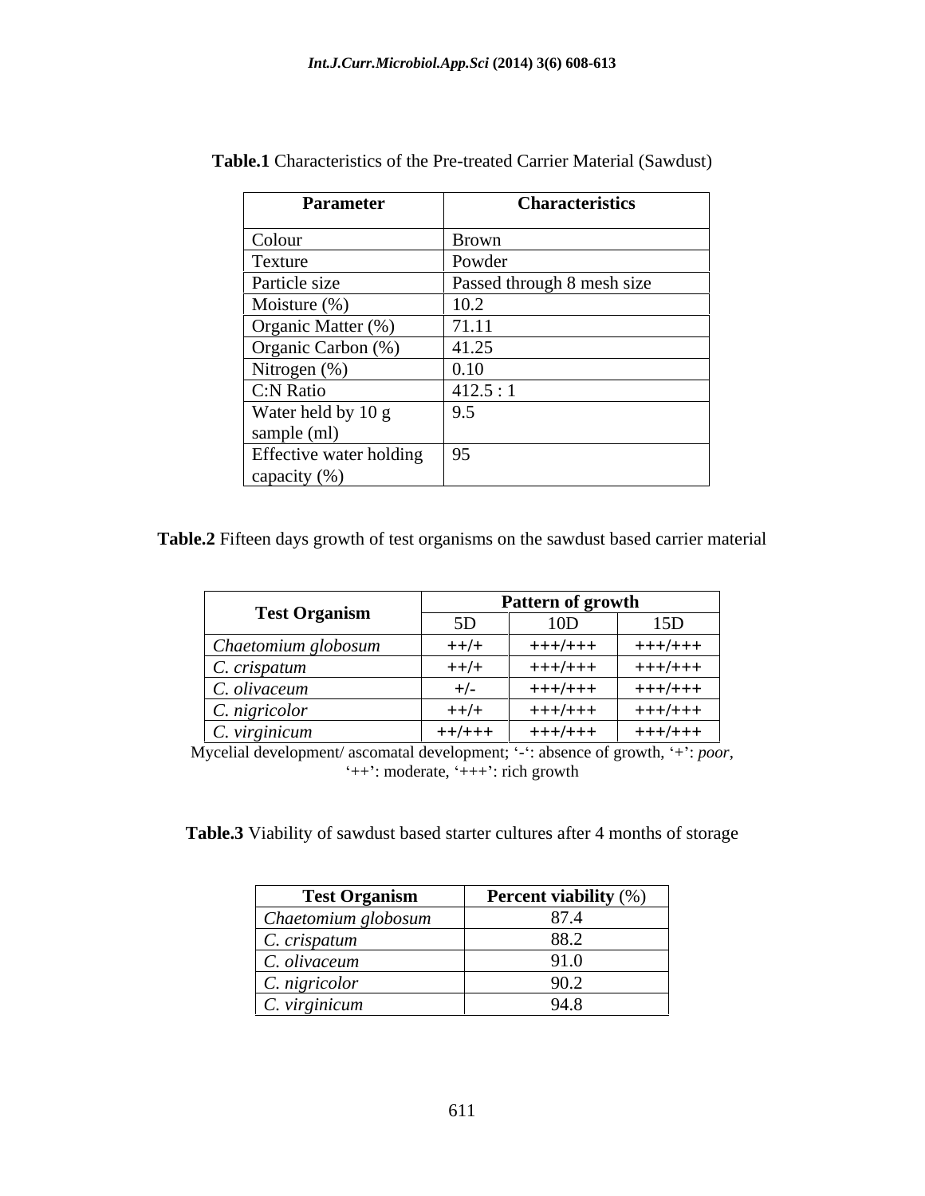**Table.1** Characteristics of the Pre-treated Carrier Material (Sawdust)

| Parameter | Characteristics |
|---|---|
| Colour | Brown |
| Texture | Powder |
| Particle size | Passed through 8 mesh size |
| Moisture (%) | 10.2 |
| Organic Matter (%) | 71.11 |
| Organic Carbon (%) | 41.25 |
| Nitrogen (%) | 0.10 |
| C:N Ratio | 412.5 : 1 |
| Water held by 10 g sample (ml) | 9.5 |
| Effective water holding capacity (%) | 95 |

**Table.2** Fifteen days growth of test organisms on the sawdust based carrier material

| Test Organism | Pattern of growth | | |
|---|---|---|---|
| | 5D | 10D | 15D |
| *Chaetomium globosum* | ++/+ | +++/+++ | +++/+++ |
| *C. crispatum* | ++/+ | +++/+++ | +++/+++ |
| *C. olivaceum* | +/- | +++/+++ | +++/+++ |
| *C. nigricolor* | ++/+ | +++/+++ | +++/+++ |
| *C. virginicum* | ++/+++ | +++/+++ | +++/+++ |

Mycelial development/ ascomatal development; '-': absence of growth, '+': *poor*, '++': moderate, '+++': rich growth

**Table.3** Viability of sawdust based starter cultures after 4 months of storage

| Test Organism | Percent viability (%) |
|---|---|
| *Chaetomium globosum* | 87.4 |
| *C. crispatum* | 88.2 |
| *C. olivaceum* | 91.0 |
| *C. nigricolor* | 90.2 |
| *C. virginicum* | 94.8 |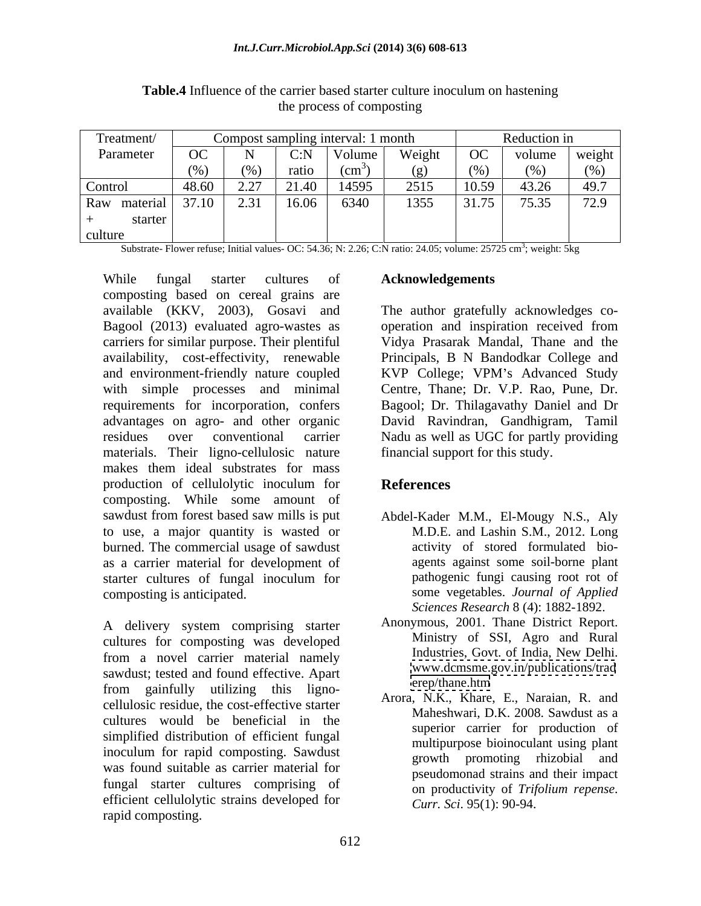**Table.4** Influence of the carrier based starter culture inoculum on hastening the process of composting

| Treatment/ Parameter | Compost sampling interval: 1 month | | | | | Reduction in | | |
|---|---|---|---|---|---|---|---|---|
| | OC (%) | N (%) | C:N ratio | Volume ($cm^3$) | Weight (g) | OC (%) | volume (%) | weight (%) |
| Control | 48.60 | 2.27 | 21.40 | 14595 | 2515 | 10.59 | 43.26 | 49.7 |
| Raw material + starter culture | 37.10 | 2.31 | 16.06 | 6340 | 1355 | 31.75 | 75.35 | 72.9 |

Substrate- Flower refuse; Initial values- OC: 54.36; N: 2.26; C:N ratio: 24.05; volume: 25725 $cm^3$; weight: 5kg

While fungal starter cultures of composting based on cereal grains are available (KKV, 2003), Gosavi and Bagool (2013) evaluated agro-wastes as carriers for similar purpose. Their plentiful availability, cost-effectivity, renewable and environment-friendly nature coupled with simple processes and minimal requirements for incorporation, confers advantages on agro- and other organic residues over conventional carrier materials. Their ligno-cellulosic nature makes them ideal substrates for mass production of cellulolytic inoculum for composting. While some amount of sawdust from forest based saw mills is put to use, a major quantity is wasted or burned. The commercial usage of sawdust as a carrier material for development of starter cultures of fungal inoculum for composting is anticipated.

A delivery system comprising starter cultures for composting was developed from a novel carrier material namely sawdust; tested and found effective. Apart from gainfully utilizing this ligno-cellulosic residue, the cost-effective starter cultures would be beneficial in the simplified distribution of efficient fungal inoculum for rapid composting. Sawdust was found suitable as carrier material for fungal starter cultures comprising of efficient cellulolytic strains developed for rapid composting.

## Acknowledgements

The author gratefully acknowledges co-operation and inspiration received from Vidya Prasarak Mandal, Thane and the Principals, B N Bandodkar College and KVP College; VPM's Advanced Study Centre, Thane; Dr. V.P. Rao, Pune, Dr. Bagool; Dr. Thilagavathy Daniel and Dr David Ravindran, Gandhigram, Tamil Nadu as well as UGC for partly providing financial support for this study.

## References

Abdel-Kader M.M., El-Mougy N.S., Aly M.D.E. and Lashin S.M., 2012. Long activity of stored formulated bio-agents against some soil-borne plant pathogenic fungi causing root rot of some vegetables. *Journal of Applied Sciences Research* 8 (4): 1882-1892.

Anonymous, 2001. Thane District Report. Ministry of SSI, Agro and Rural Industries, Govt. of India, New Delhi. www.dcmsme.gov.in/publications/traderep/thane.htm

Arora, N.K., Khare, E., Naraian, R. and Maheshwari, D.K. 2008. Sawdust as a superior carrier for production of multipurpose bioinoculant using plant growth promoting rhizobial and pseudomonad strains and their impact on productivity of *Trifolium repense*. *Curr. Sci*. 95(1): 90-94.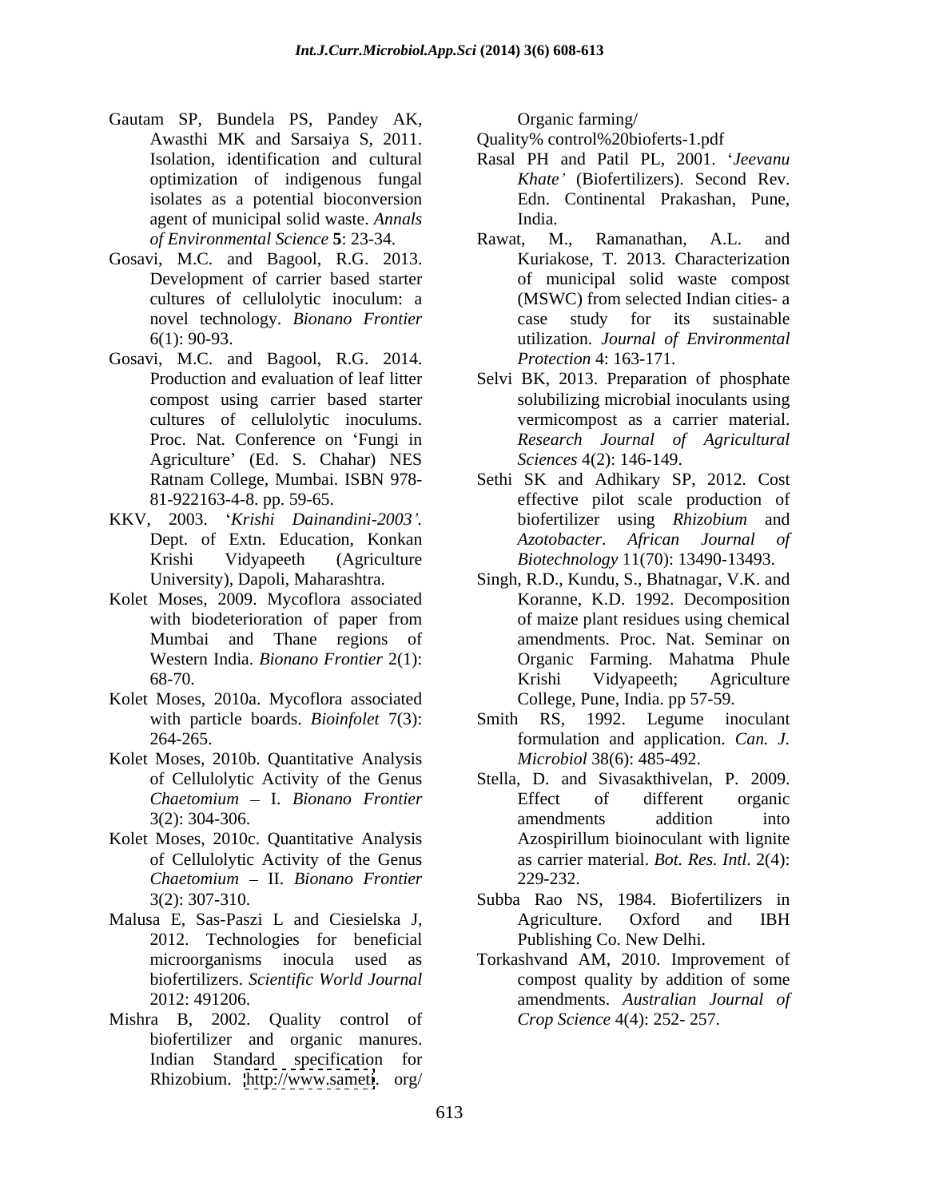Gautam SP, Bundela PS, Pandey AK, Awasthi MK and Sarsaiya S, 2011. Isolation, identification and cultural optimization of indigenous fungal isolates as a potential bioconversion agent of municipal solid waste. *Annals of Environmental Science* **5**: 23-34.

Gosavi, M.C. and Bagool, R.G. 2013. Development of carrier based starter cultures of cellulolytic inoculum: a novel technology. *Bionano Frontier* 6(1): 90-93.

Gosavi, M.C. and Bagool, R.G. 2014. Production and evaluation of leaf litter compost using carrier based starter cultures of cellulolytic inoculums. Proc. Nat. Conference on 'Fungi in Agriculture' (Ed. S. Chahar) NES Ratnam College, Mumbai. ISBN 978-81-922163-4-8. pp. 59-65.

KKV, 2003. '*Krishi Dainandini-2003'*. Dept. of Extn. Education, Konkan Krishi Vidyapeeth (Agriculture University), Dapoli, Maharashtra.

Kolet Moses, 2009. Mycoflora associated with biodeterioration of paper from Mumbai and Thane regions of Western India. *Bionano Frontier* 2(1): 68-70.

Kolet Moses, 2010a. Mycoflora associated with particle boards. *Bioinfolet* 7(3): 264-265.

Kolet Moses, 2010b. Quantitative Analysis of Cellulolytic Activity of the Genus *Chaetomium* – I. *Bionano Frontier* 3(2): 304-306.

Kolet Moses, 2010c. Quantitative Analysis of Cellulolytic Activity of the Genus *Chaetomium* – II. *Bionano Frontier* 3(2): 307-310.

Malusa E, Sas-Paszi L and Ciesielska J, 2012. Technologies for beneficial microorganisms inocula used as biofertilizers. *Scientific World Journal* 2012: 491206.

Mishra B, 2002. Quality control of biofertilizer and organic manures. Indian Standard specification for Rhizobium. http://www.sameti. org/Organic farming/Quality% control%20bioferts-1.pdf

Rasal PH and Patil PL, 2001. '*Jeevanu Khate'* (Biofertilizers). Second Rev. Edn. Continental Prakashan, Pune, India.

Rawat, M., Ramanathan, A.L. and Kuriakose, T. 2013. Characterization of municipal solid waste compost (MSWC) from selected Indian cities- a case study for its sustainable utilization. *Journal of Environmental Protection* 4: 163-171.

Selvi BK, 2013. Preparation of phosphate solubilizing microbial inoculants using vermicompost as a carrier material. *Research Journal of Agricultural Sciences* 4(2): 146-149.

Sethi SK and Adhikary SP, 2012. Cost effective pilot scale production of biofertilizer using *Rhizobium* and *Azotobacter*. *African Journal of Biotechnology* 11(70): 13490-13493.

Singh, R.D., Kundu, S., Bhatnagar, V.K. and Koranne, K.D. 1992. Decomposition of maize plant residues using chemical amendments. Proc. Nat. Seminar on Organic Farming. Mahatma Phule Krishi Vidyapeeth; Agriculture College, Pune, India. pp 57-59.

Smith RS, 1992. Legume inoculant formulation and application. *Can. J. Microbiol* 38(6): 485-492.

Stella, D. and Sivasakthivelan, P. 2009. Effect of different organic amendments addition into Azospirillum bioinoculant with lignite as carrier material. *Bot. Res. Intl*. 2(4): 229-232.

Subba Rao NS, 1984. Biofertilizers in Agriculture. Oxford and IBH Publishing Co. New Delhi.

Torkashvand AM, 2010. Improvement of compost quality by addition of some amendments. *Australian Journal of Crop Science* 4(4): 252- 257.